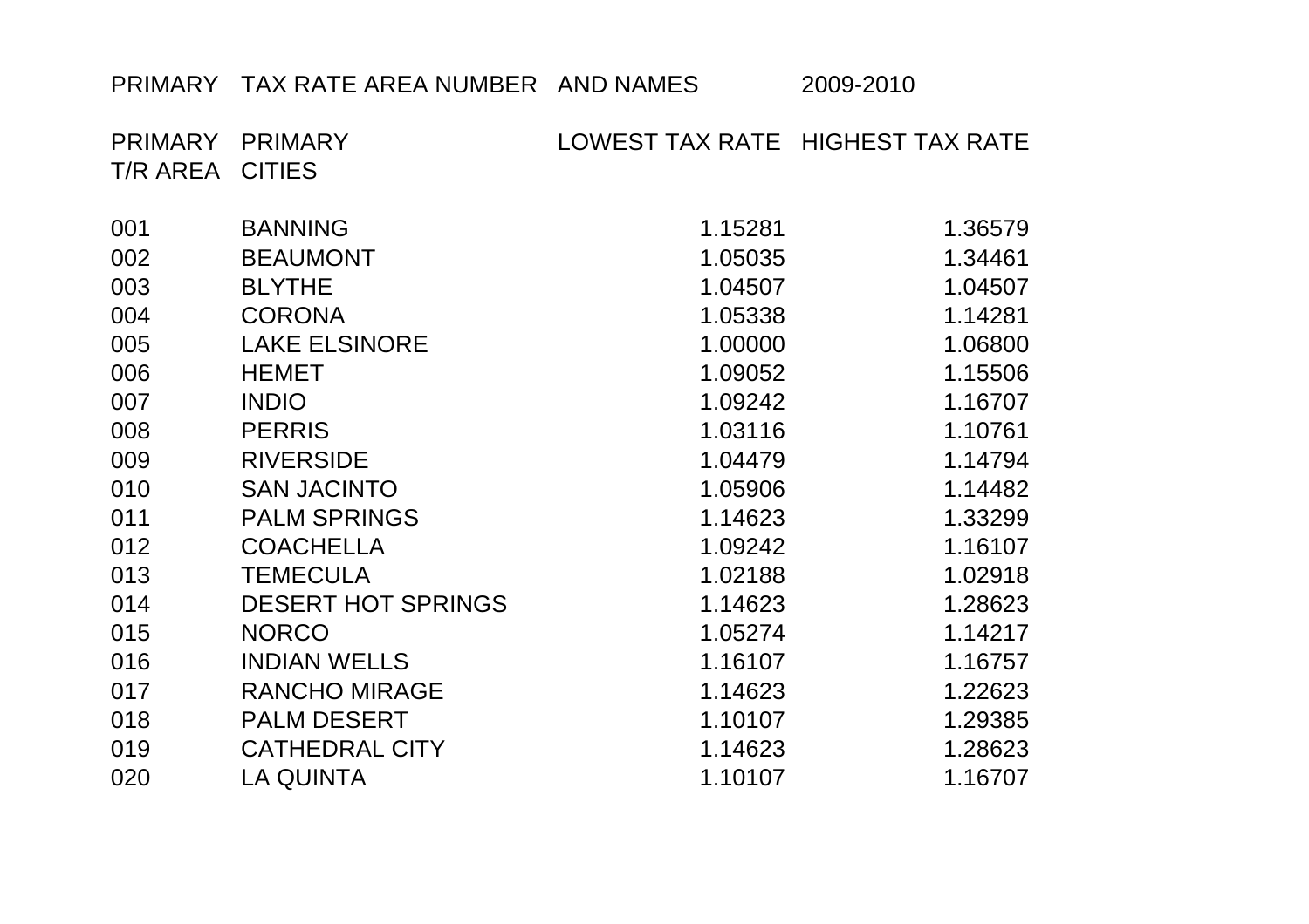PRIMARY TAX RATE AREA NUMBER AND NAMES 2009-2010

| PRIMARY T/R AREA | PRIMARY CITIES | LOWEST TAX RATE | HIGHEST TAX RATE |
|---|---|---|---|
| 001 | BANNING | 1.15281 | 1.36579 |
| 002 | BEAUMONT | 1.05035 | 1.34461 |
| 003 | BLYTHE | 1.04507 | 1.04507 |
| 004 | CORONA | 1.05338 | 1.14281 |
| 005 | LAKE ELSINORE | 1.00000 | 1.06800 |
| 006 | HEMET | 1.09052 | 1.15506 |
| 007 | INDIO | 1.09242 | 1.16707 |
| 008 | PERRIS | 1.03116 | 1.10761 |
| 009 | RIVERSIDE | 1.04479 | 1.14794 |
| 010 | SAN JACINTO | 1.05906 | 1.14482 |
| 011 | PALM SPRINGS | 1.14623 | 1.33299 |
| 012 | COACHELLA | 1.09242 | 1.16107 |
| 013 | TEMECULA | 1.02188 | 1.02918 |
| 014 | DESERT HOT SPRINGS | 1.14623 | 1.28623 |
| 015 | NORCO | 1.05274 | 1.14217 |
| 016 | INDIAN WELLS | 1.16107 | 1.16757 |
| 017 | RANCHO MIRAGE | 1.14623 | 1.22623 |
| 018 | PALM DESERT | 1.10107 | 1.29385 |
| 019 | CATHEDRAL CITY | 1.14623 | 1.28623 |
| 020 | LA QUINTA | 1.10107 | 1.16707 |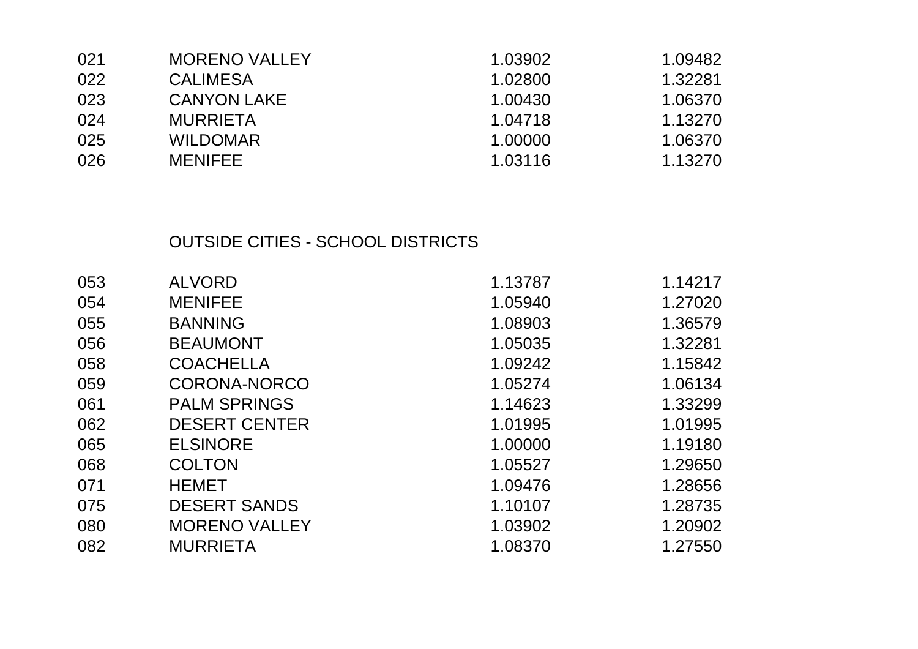| | | | |
|---|---|---|---|
| 021 | MORENO VALLEY | 1.03902 | 1.09482 |
| 022 | CALIMESA | 1.02800 | 1.32281 |
| 023 | CANYON LAKE | 1.00430 | 1.06370 |
| 024 | MURRIETA | 1.04718 | 1.13270 |
| 025 | WILDOMAR | 1.00000 | 1.06370 |
| 026 | MENIFEE | 1.03116 | 1.13270 |

OUTSIDE CITIES - SCHOOL DISTRICTS

| | | | |
|---|---|---|---|
| 053 | ALVORD | 1.13787 | 1.14217 |
| 054 | MENIFEE | 1.05940 | 1.27020 |
| 055 | BANNING | 1.08903 | 1.36579 |
| 056 | BEAUMONT | 1.05035 | 1.32281 |
| 058 | COACHELLA | 1.09242 | 1.15842 |
| 059 | CORONA-NORCO | 1.05274 | 1.06134 |
| 061 | PALM SPRINGS | 1.14623 | 1.33299 |
| 062 | DESERT CENTER | 1.01995 | 1.01995 |
| 065 | ELSINORE | 1.00000 | 1.19180 |
| 068 | COLTON | 1.05527 | 1.29650 |
| 071 | HEMET | 1.09476 | 1.28656 |
| 075 | DESERT SANDS | 1.10107 | 1.28735 |
| 080 | MORENO VALLEY | 1.03902 | 1.20902 |
| 082 | MURRIETA | 1.08370 | 1.27550 |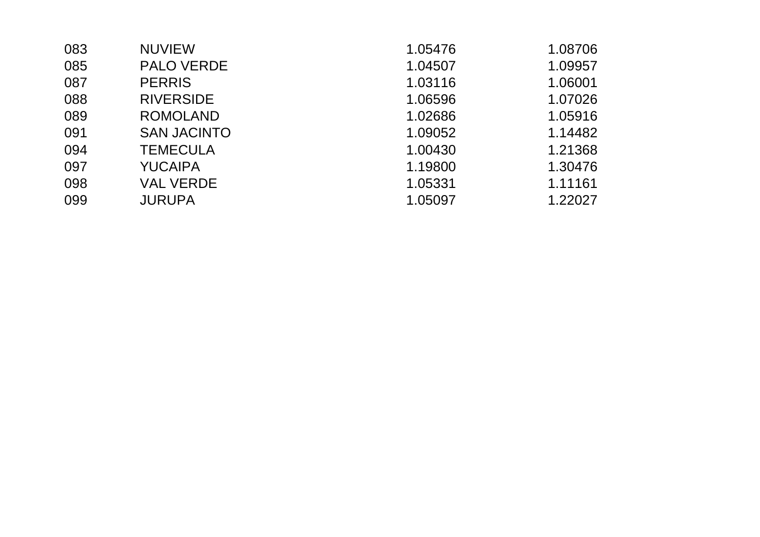| | | | |
|---|---|---|---|
| 083 | NUVIEW | 1.05476 | 1.08706 |
| 085 | PALO VERDE | 1.04507 | 1.09957 |
| 087 | PERRIS | 1.03116 | 1.06001 |
| 088 | RIVERSIDE | 1.06596 | 1.07026 |
| 089 | ROMOLAND | 1.02686 | 1.05916 |
| 091 | SAN JACINTO | 1.09052 | 1.14482 |
| 094 | TEMECULA | 1.00430 | 1.21368 |
| 097 | YUCAIPA | 1.19800 | 1.30476 |
| 098 | VAL VERDE | 1.05331 | 1.11161 |
| 099 | JURUPA | 1.05097 | 1.22027 |